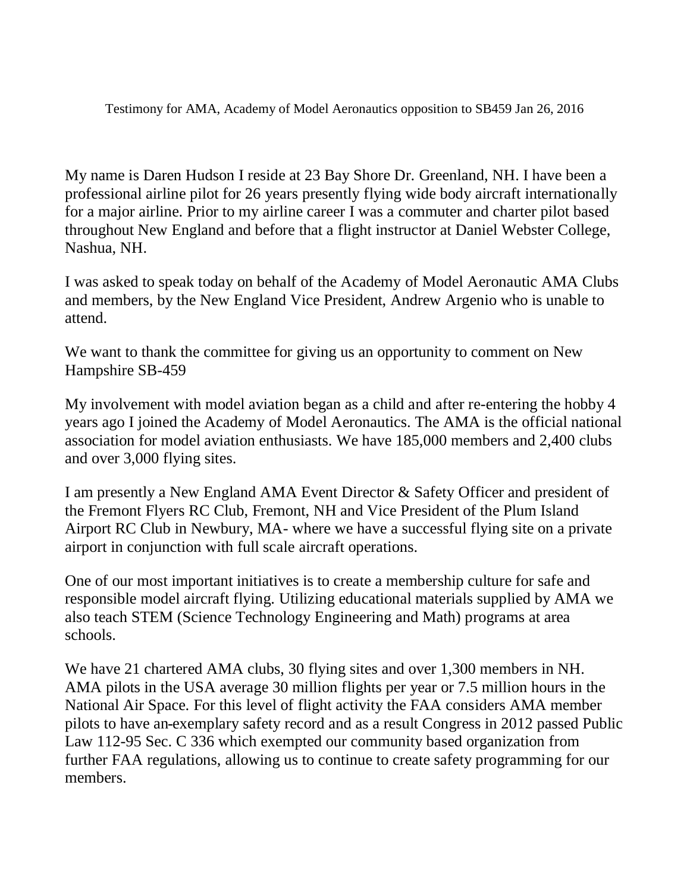Testimony for AMA, Academy of Model Aeronautics opposition to SB459 Jan 26, 2016

My name is Daren Hudson I reside at 23 Bay Shore Dr. Greenland, NH. I have been a professional airline pilot for 26 years presently flying wide body aircraft internationally for a major airline. Prior to my airline career I was a commuter and charter pilot based throughout New England and before that a flight instructor at Daniel Webster College, Nashua, NH.

I was asked to speak today on behalf of the Academy of Model Aeronautic AMA Clubs and members, by the New England Vice President, Andrew Argenio who is unable to attend.

We want to thank the committee for giving us an opportunity to comment on New Hampshire SB-459

My involvement with model aviation began as a child and after re-entering the hobby 4 years ago I joined the Academy of Model Aeronautics. The AMA is the official national association for model aviation enthusiasts. We have 185,000 members and 2,400 clubs and over 3,000 flying sites.

I am presently a New England AMA Event Director & Safety Officer and president of the Fremont Flyers RC Club, Fremont, NH and Vice President of the Plum Island Airport RC Club in Newbury, MA- where we have a successful flying site on a private airport in conjunction with full scale aircraft operations.

One of our most important initiatives is to create a membership culture for safe and responsible model aircraft flying. Utilizing educational materials supplied by AMA we also teach STEM (Science Technology Engineering and Math) programs at area schools.

We have 21 chartered AMA clubs, 30 flying sites and over 1,300 members in NH. AMA pilots in the USA average 30 million flights per year or 7.5 million hours in the National Air Space. For this level of flight activity the FAA considers AMA member pilots to have an exemplary safety record and as a result Congress in 2012 passed Public Law 112-95 Sec. C 336 which exempted our community based organization from further FAA regulations, allowing us to continue to create safety programming for our members.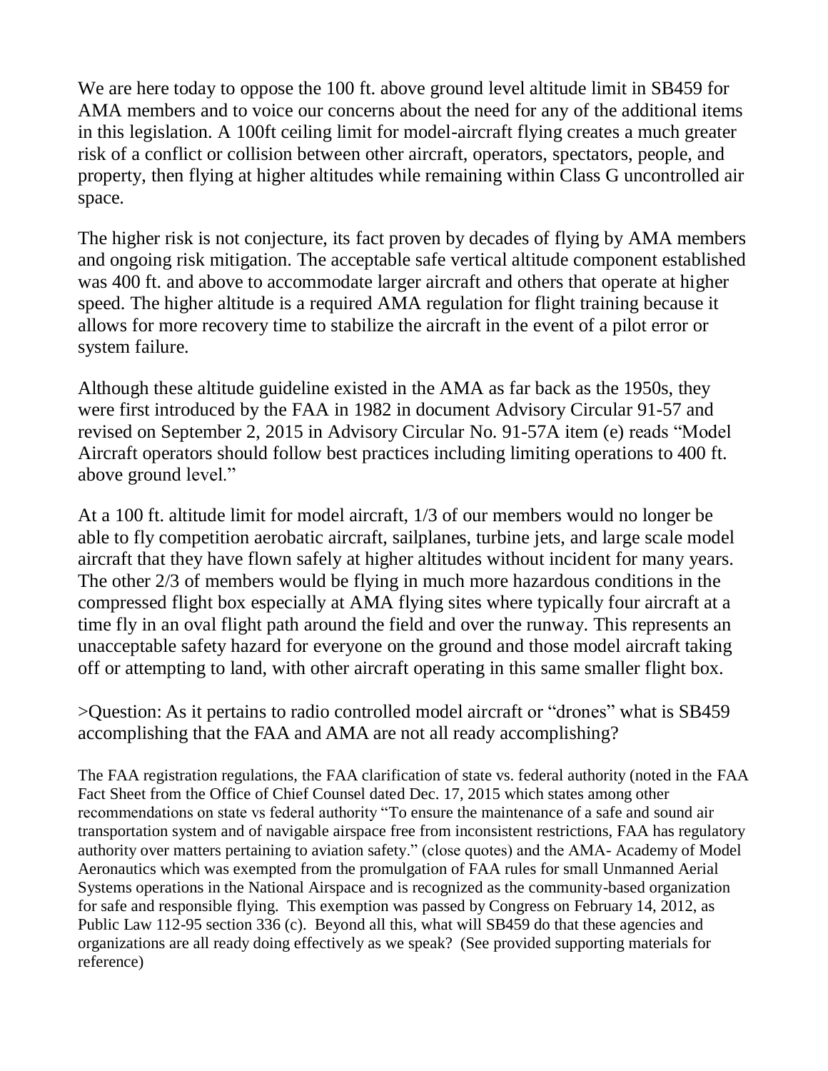We are here today to oppose the 100 ft. above ground level altitude limit in SB459 for AMA members and to voice our concerns about the need for any of the additional items in this legislation. A 100ft ceiling limit for model-aircraft flying creates a much greater risk of a conflict or collision between other aircraft, operators, spectators, people, and property, then flying at higher altitudes while remaining within Class G uncontrolled air space.

The higher risk is not conjecture, its fact proven by decades of flying by AMA members and ongoing risk mitigation. The acceptable safe vertical altitude component established was 400 ft. and above to accommodate larger aircraft and others that operate at higher speed. The higher altitude is a required AMA regulation for flight training because it allows for more recovery time to stabilize the aircraft in the event of a pilot error or system failure.

Although these altitude guideline existed in the AMA as far back as the 1950s, they were first introduced by the FAA in 1982 in document Advisory Circular 91-57 and revised on September 2, 2015 in Advisory Circular No. 91-57A item (e) reads "Model Aircraft operators should follow best practices including limiting operations to 400 ft. above ground level."

At a 100 ft. altitude limit for model aircraft, 1/3 of our members would no longer be able to fly competition aerobatic aircraft, sailplanes, turbine jets, and large scale model aircraft that they have flown safely at higher altitudes without incident for many years. The other 2/3 of members would be flying in much more hazardous conditions in the compressed flight box especially at AMA flying sites where typically four aircraft at a time fly in an oval flight path around the field and over the runway. This represents an unacceptable safety hazard for everyone on the ground and those model aircraft taking off or attempting to land, with other aircraft operating in this same smaller flight box.

>Question: As it pertains to radio controlled model aircraft or "drones" what is SB459 accomplishing that the FAA and AMA are not all ready accomplishing?

The FAA registration regulations, the FAA clarification of state vs. federal authority (noted in the FAA Fact Sheet from the Office of Chief Counsel dated Dec. 17, 2015 which states among other recommendations on state vs federal authority "To ensure the maintenance of a safe and sound air transportation system and of navigable airspace free from inconsistent restrictions, FAA has regulatory authority over matters pertaining to aviation safety." (close quotes) and the AMA- Academy of Model Aeronautics which was exempted from the promulgation of FAA rules for small Unmanned Aerial Systems operations in the National Airspace and is recognized as the community-based organization for safe and responsible flying. This exemption was passed by Congress on February 14, 2012, as Public Law 112-95 section 336 (c). Beyond all this, what will SB459 do that these agencies and organizations are all ready doing effectively as we speak? (See provided supporting materials for reference)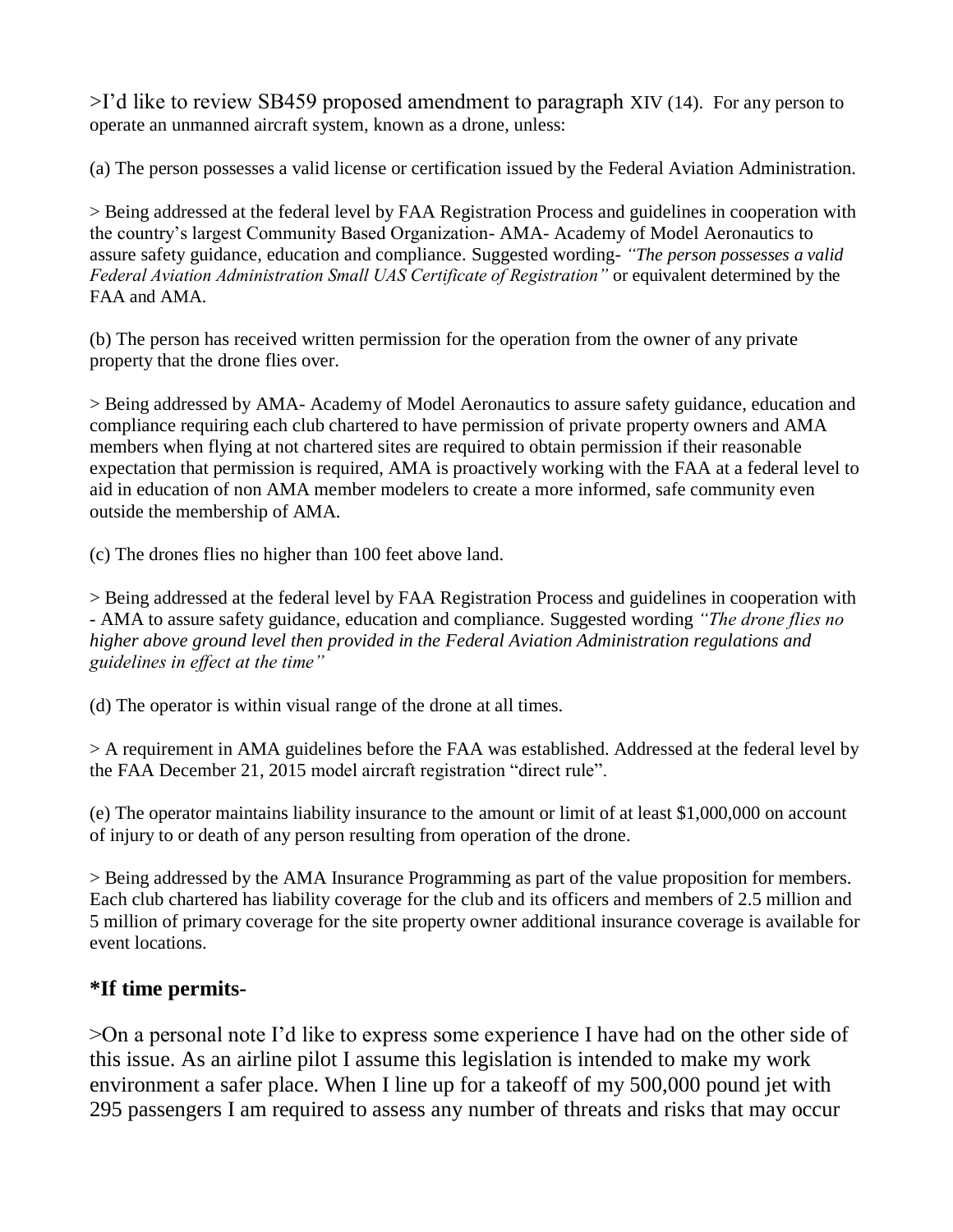>I'd like to review SB459 proposed amendment to paragraph XIV (14). For any person to operate an unmanned aircraft system, known as a drone, unless:

(a) The person possesses a valid license or certification issued by the Federal Aviation Administration.

> Being addressed at the federal level by FAA Registration Process and guidelines in cooperation with the country's largest Community Based Organization- AMA- Academy of Model Aeronautics to assure safety guidance, education and compliance. Suggested wording- *"The person possesses a valid Federal Aviation Administration Small UAS Certificate of Registration"* or equivalent determined by the FAA and AMA.

(b) The person has received written permission for the operation from the owner of any private property that the drone flies over.

> Being addressed by AMA- Academy of Model Aeronautics to assure safety guidance, education and compliance requiring each club chartered to have permission of private property owners and AMA members when flying at not chartered sites are required to obtain permission if their reasonable expectation that permission is required, AMA is proactively working with the FAA at a federal level to aid in education of non AMA member modelers to create a more informed, safe community even outside the membership of AMA.

(c) The drones flies no higher than 100 feet above land.

> Being addressed at the federal level by FAA Registration Process and guidelines in cooperation with - AMA to assure safety guidance, education and compliance. Suggested wording *"The drone flies no higher above ground level then provided in the Federal Aviation Administration regulations and guidelines in effect at the time"*

(d) The operator is within visual range of the drone at all times.

> A requirement in AMA guidelines before the FAA was established. Addressed at the federal level by the FAA December 21, 2015 model aircraft registration "direct rule".

(e) The operator maintains liability insurance to the amount or limit of at least $1,000,000 on account of injury to or death of any person resulting from operation of the drone.

> Being addressed by the AMA Insurance Programming as part of the value proposition for members. Each club chartered has liability coverage for the club and its officers and members of 2.5 million and 5 million of primary coverage for the site property owner additional insurance coverage is available for event locations.

## *If time permits-

>On a personal note I'd like to express some experience I have had on the other side of this issue. As an airline pilot I assume this legislation is intended to make my work environment a safer place. When I line up for a takeoff of my 500,000 pound jet with 295 passengers I am required to assess any number of threats and risks that may occur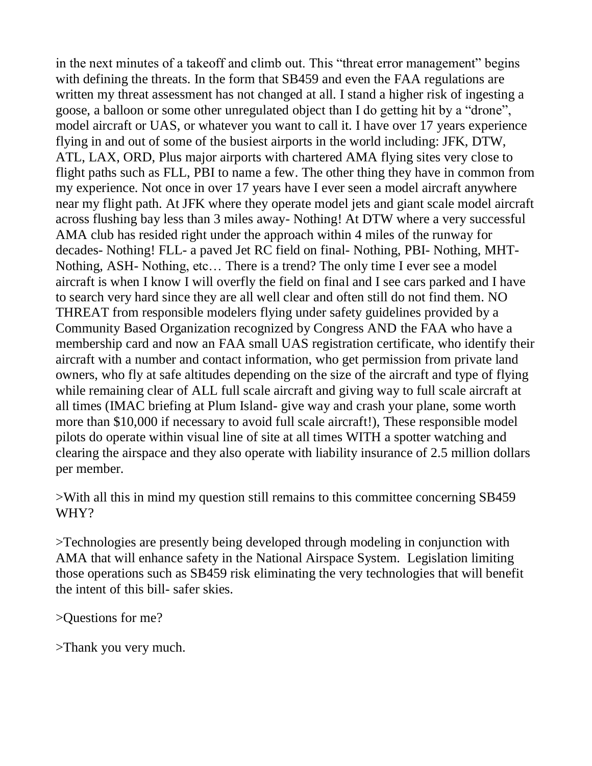in the next minutes of a takeoff and climb out. This "threat error management" begins with defining the threats. In the form that SB459 and even the FAA regulations are written my threat assessment has not changed at all. I stand a higher risk of ingesting a goose, a balloon or some other unregulated object than I do getting hit by a "drone", model aircraft or UAS, or whatever you want to call it. I have over 17 years experience flying in and out of some of the busiest airports in the world including: JFK, DTW, ATL, LAX, ORD, Plus major airports with chartered AMA flying sites very close to flight paths such as FLL, PBI to name a few. The other thing they have in common from my experience. Not once in over 17 years have I ever seen a model aircraft anywhere near my flight path. At JFK where they operate model jets and giant scale model aircraft across flushing bay less than 3 miles away- Nothing! At DTW where a very successful AMA club has resided right under the approach within 4 miles of the runway for decades- Nothing! FLL- a paved Jet RC field on final- Nothing, PBI- Nothing, MHT- Nothing, ASH- Nothing, etc… There is a trend? The only time I ever see a model aircraft is when I know I will overfly the field on final and I see cars parked and I have to search very hard since they are all well clear and often still do not find them. NO THREAT from responsible modelers flying under safety guidelines provided by a Community Based Organization recognized by Congress AND the FAA who have a membership card and now an FAA small UAS registration certificate, who identify their aircraft with a number and contact information, who get permission from private land owners, who fly at safe altitudes depending on the size of the aircraft and type of flying while remaining clear of ALL full scale aircraft and giving way to full scale aircraft at all times (IMAC briefing at Plum Island- give way and crash your plane, some worth more than $10,000 if necessary to avoid full scale aircraft!), These responsible model pilots do operate within visual line of site at all times WITH a spotter watching and clearing the airspace and they also operate with liability insurance of 2.5 million dollars per member.

>With all this in mind my question still remains to this committee concerning SB459 WHY?

>Technologies are presently being developed through modeling in conjunction with AMA that will enhance safety in the National Airspace System. Legislation limiting those operations such as SB459 risk eliminating the very technologies that will benefit the intent of this bill- safer skies.

>Questions for me?

>Thank you very much.